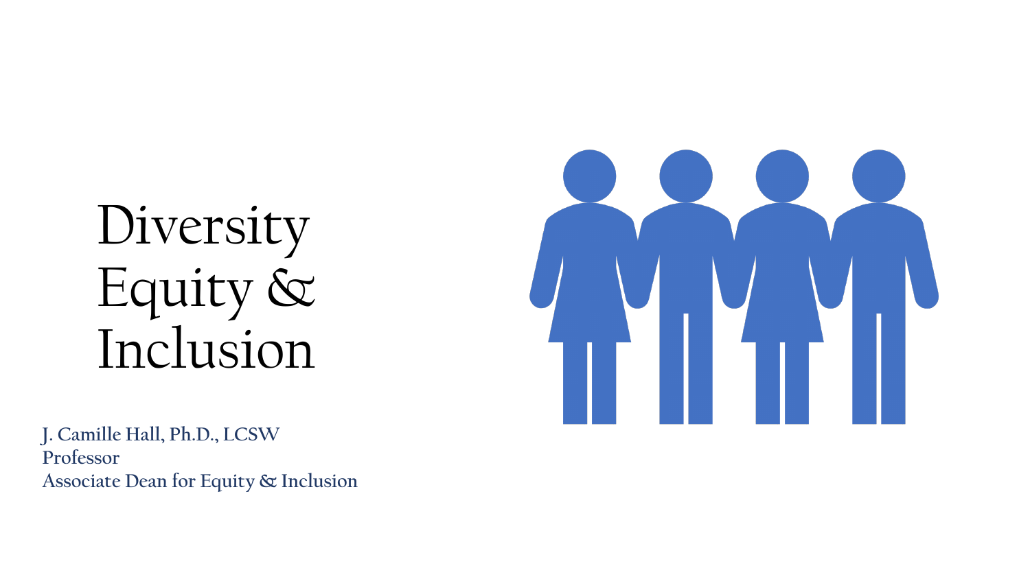# Diversity Equity & Inclusion

**J. Camille Hall, Ph.D., LCSW**
**Professor**
**Associate Dean for Equity & Inclusion**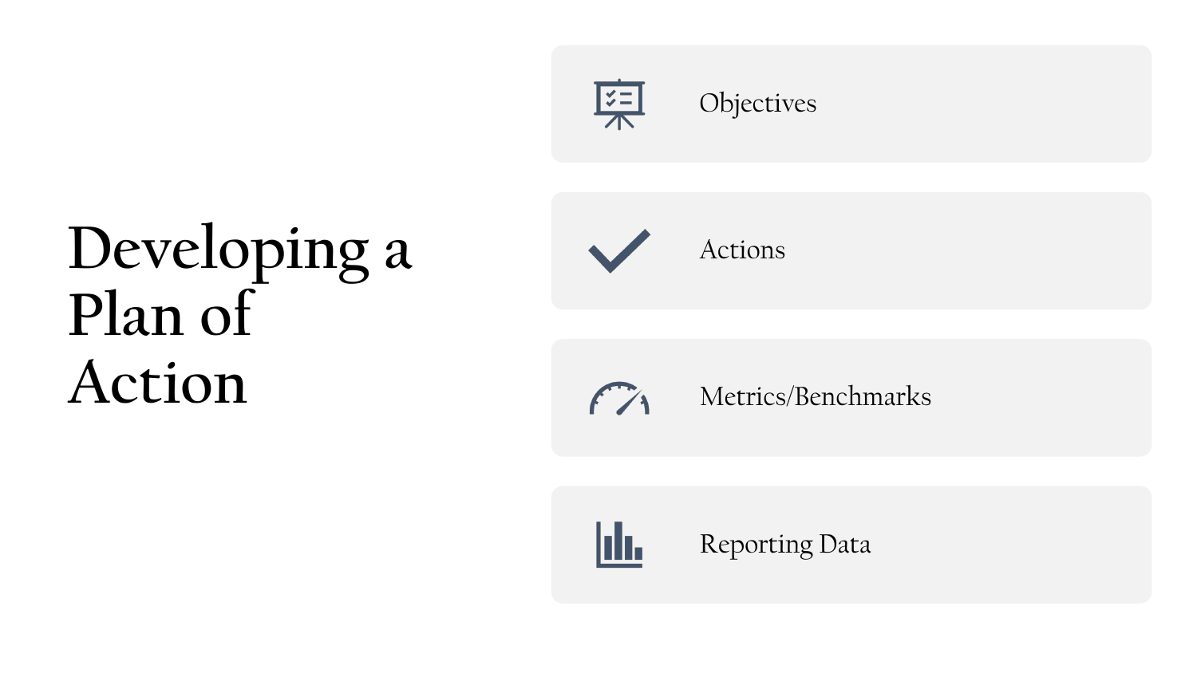# Developing a Plan of Action

- Objectives
- Actions
- Metrics/Benchmarks
- Reporting Data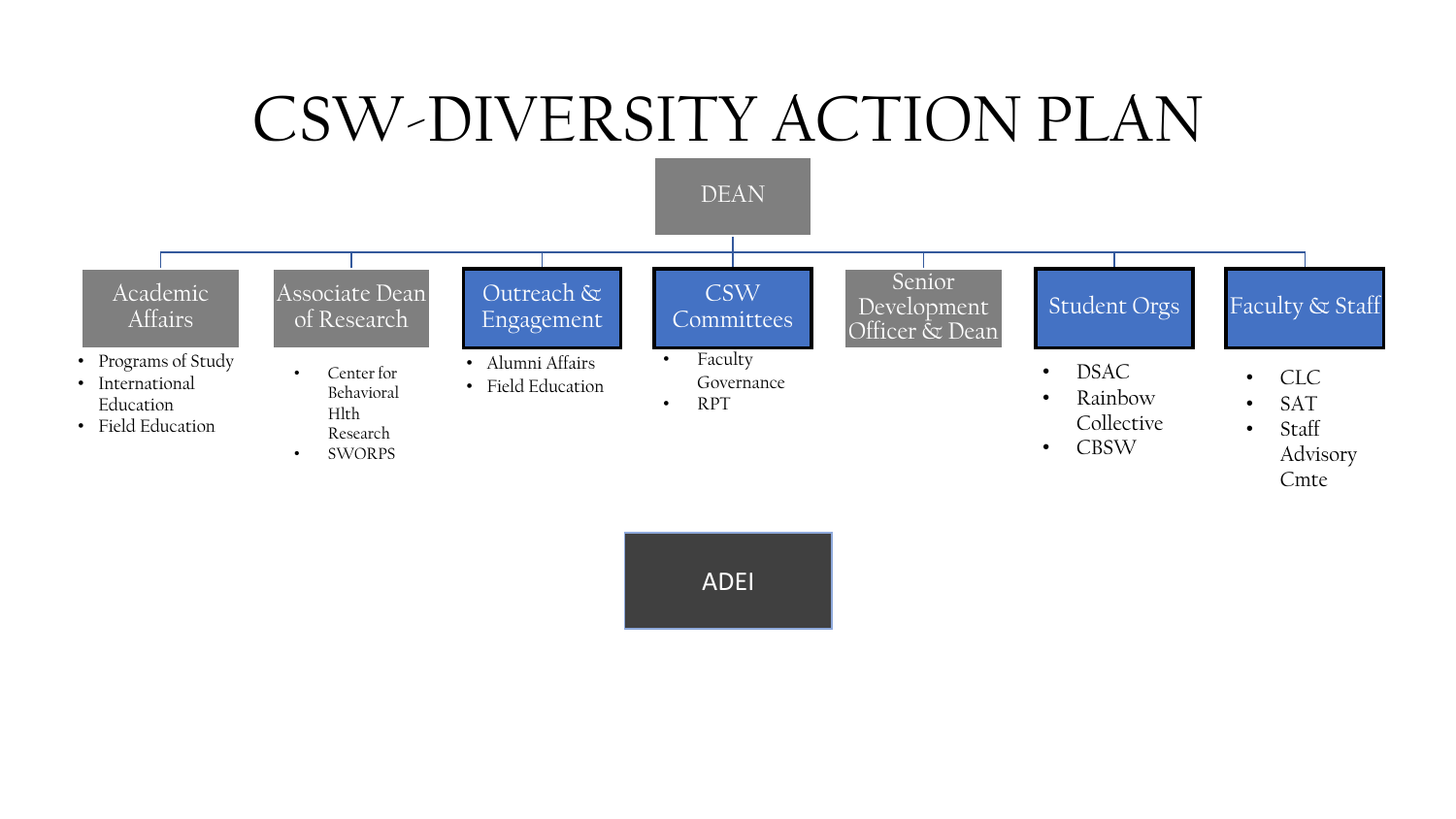# CSW-DIVERSITY ACTION PLAN

**DEAN**

- **Academic Affairs**
  - Programs of Study
  - International Education
  - Field Education
- **Associate Dean of Research**
  - Center for Behavioral Hlth Research
  - SWORPS
- **Outreach & Engagement**
  - Alumni Affairs
  - Field Education
- **CSW Committees**
  - Faculty Governance
  - RPT
- **Senior Development Officer & Dean**
- **Student Orgs**
  - DSAC
  - Rainbow Collective
  - CBSW
- **Faculty & Staff**
  - CLC
  - SAT
  - Staff Advisory Cmte

**ADEI**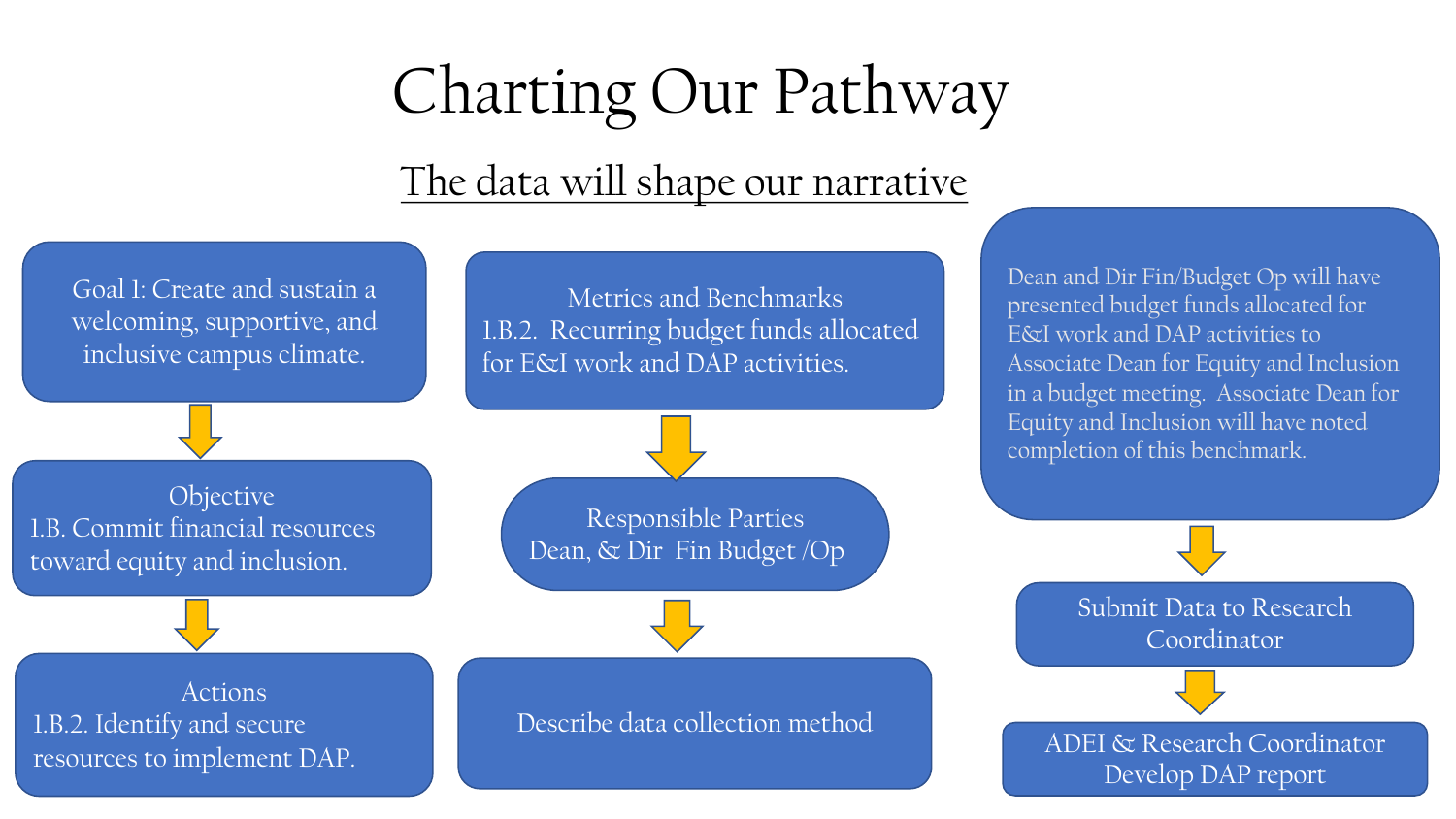# Charting Our Pathway

## The data will shape our narrative

Goal 1: Create and sustain a welcoming, supportive, and inclusive campus climate.

Objective
1.B. Commit financial resources toward equity and inclusion.

Actions
1.B.2. Identify and secure resources to implement DAP.

Metrics and Benchmarks
1.B.2. Recurring budget funds allocated for E&I work and DAP activities.

Responsible Parties
Dean, & Dir Fin Budget /Op

Describe data collection method

Dean and Dir Fin/Budget Op will have presented budget funds allocated for E&I work and DAP activities to Associate Dean for Equity and Inclusion in a budget meeting. Associate Dean for Equity and Inclusion will have noted completion of this benchmark.

Submit Data to Research Coordinator

ADEI & Research Coordinator Develop DAP report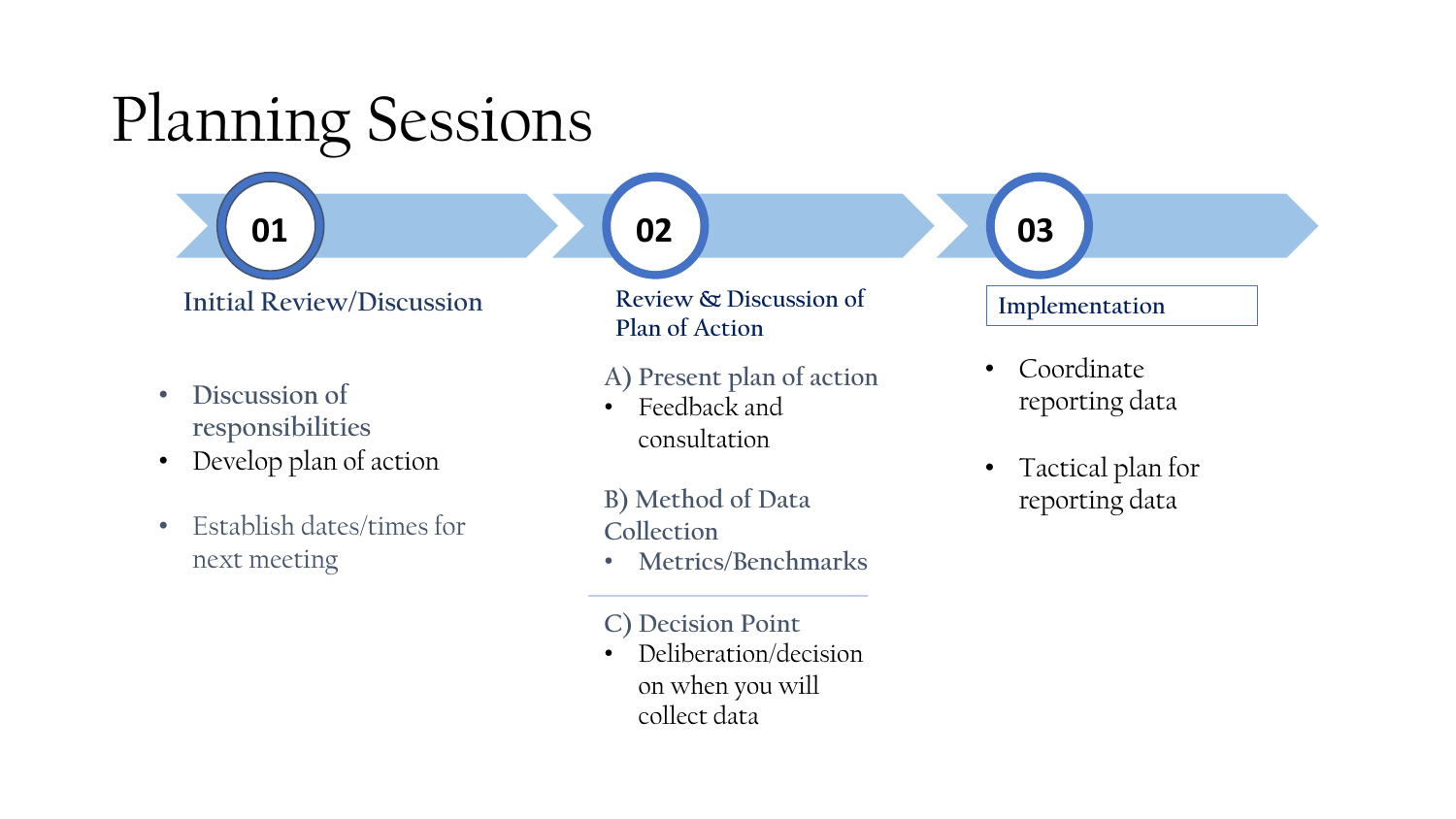# Planning Sessions

## 01 Initial Review/Discussion

- Discussion of responsibilities
- Develop plan of action
- Establish dates/times for next meeting

## 02 Review & Discussion of Plan of Action

A) Present plan of action
- Feedback and consultation

B) Method of Data Collection
- Metrics/Benchmarks

C) Decision Point
- Deliberation/decision on when you will collect data

## 03 Implementation

- Coordinate reporting data
- Tactical plan for reporting data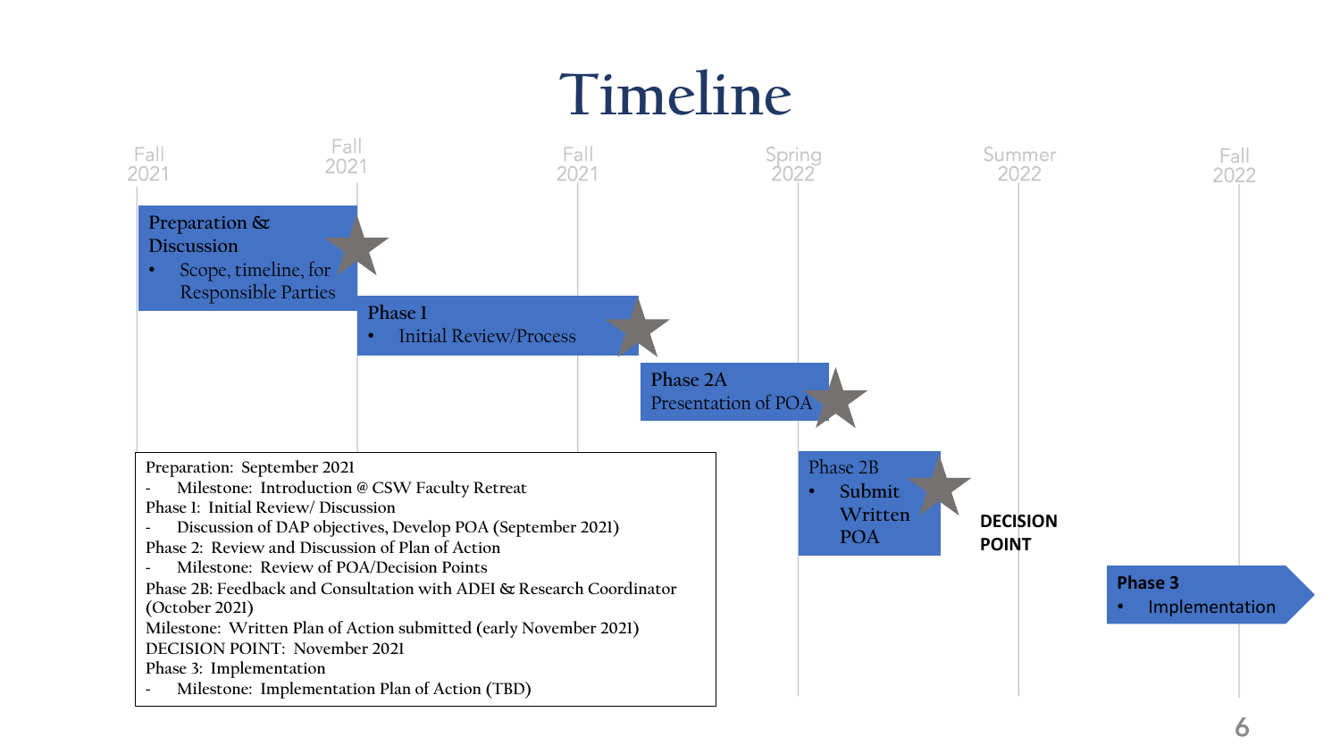# Timeline

Fall 2021 | Fall 2021 | Fall 2021 | Spring 2022 | Summer 2022 | Fall 2022

**Preparation & Discussion**
- Scope, timeline, for Responsible Parties

**Phase 1**
- Initial Review/Process

**Phase 2A**
Presentation of POA

Phase 2B
- Submit Written POA

**DECISION POINT**

**Phase 3**
- Implementation

Preparation: September 2021
- Milestone: Introduction @ CSW Faculty Retreat

Phase 1: Initial Review/ Discussion
- Discussion of DAP objectives, Develop POA (September 2021)

Phase 2: Review and Discussion of Plan of Action
- Milestone: Review of POA/Decision Points

Phase 2B: Feedback and Consultation with ADEI & Research Coordinator (October 2021)

Milestone: Written Plan of Action submitted (early November 2021)

DECISION POINT: November 2021

Phase 3: Implementation
- Milestone: Implementation Plan of Action (TBD)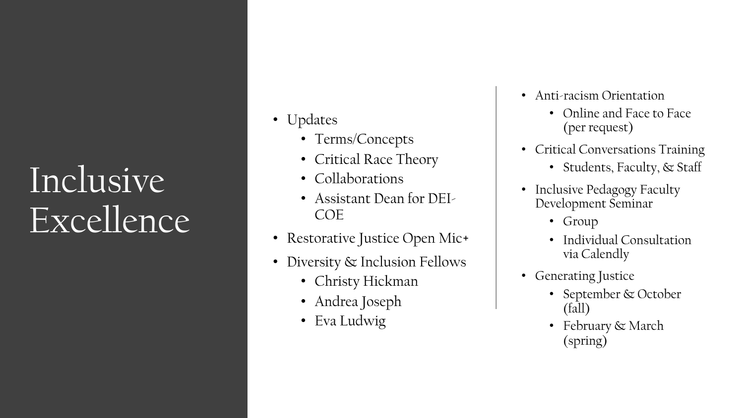# Inclusive Excellence

- Updates
  - Terms/Concepts
  - Critical Race Theory
  - Collaborations
  - Assistant Dean for DEI-COE
- Restorative Justice Open Mic+
- Diversity & Inclusion Fellows
  - Christy Hickman
  - Andrea Joseph
  - Eva Ludwig

- Anti-racism Orientation
  - Online and Face to Face (per request)
- Critical Conversations Training
  - Students, Faculty, & Staff
- Inclusive Pedagogy Faculty Development Seminar
  - Group
  - Individual Consultation via Calendly
- Generating Justice
  - September & October (fall)
  - February & March (spring)